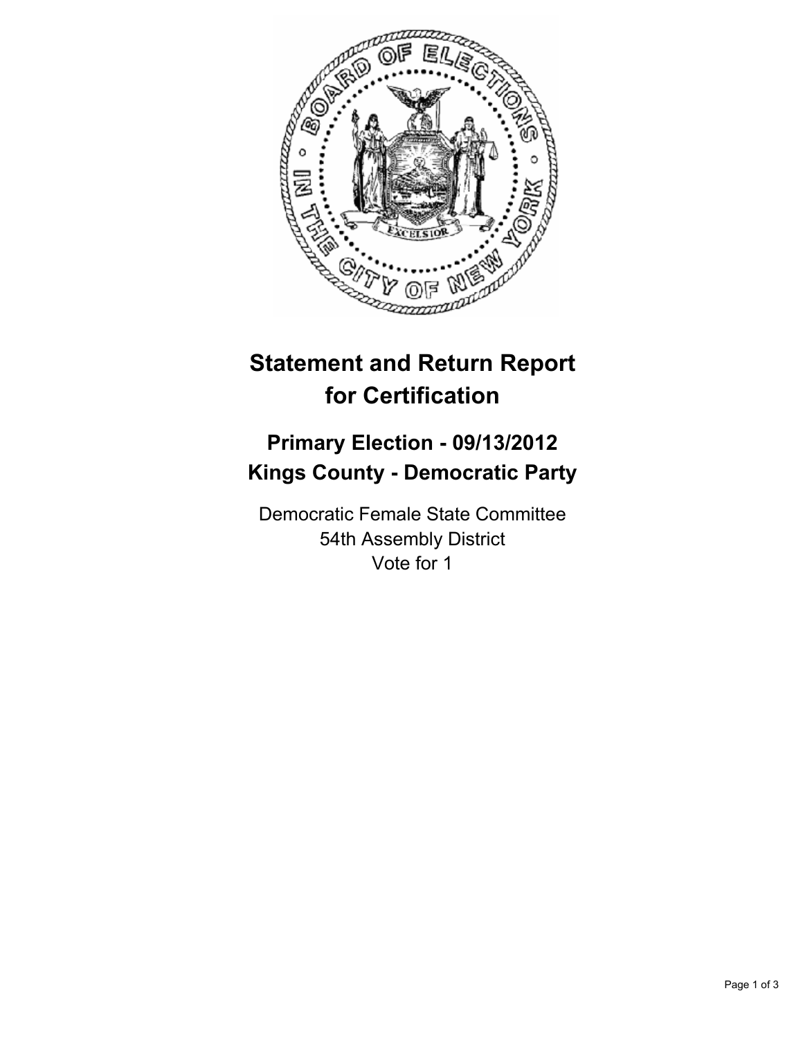# Statement and Return Report for Certification

## Primary Election - 09/13/2012
## Kings County - Democratic Party

Democratic Female State Committee
54th Assembly District
Vote for 1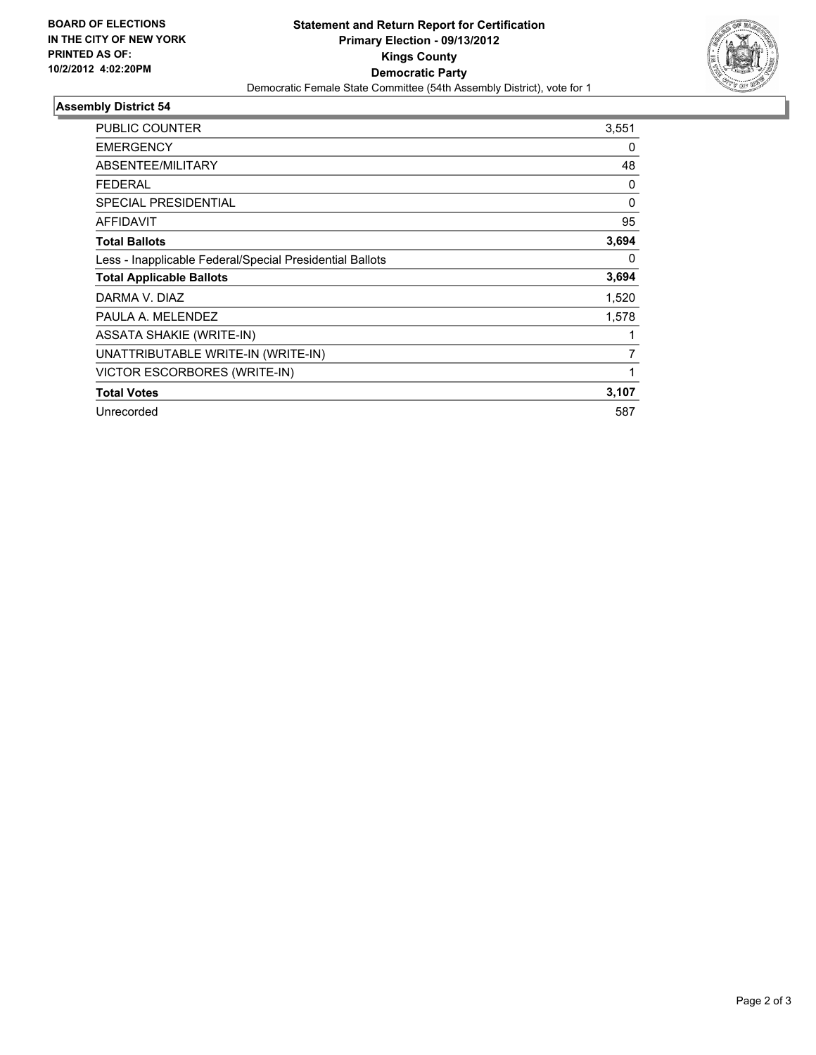**BOARD OF ELECTIONS IN THE CITY OF NEW YORK PRINTED AS OF: 10/2/2012 4:02:20PM**

# Statement and Return Report for Certification
## Primary Election - 09/13/2012
## Kings County
## Democratic Party

Democratic Female State Committee (54th Assembly District), vote for 1

### Assembly District 54

| | |
|---|---|
| PUBLIC COUNTER | 3,551 |
| EMERGENCY | 0 |
| ABSENTEE/MILITARY | 48 |
| FEDERAL | 0 |
| SPECIAL PRESIDENTIAL | 0 |
| AFFIDAVIT | 95 |
| **Total Ballots** | **3,694** |
| Less - Inapplicable Federal/Special Presidential Ballots | 0 |
| **Total Applicable Ballots** | **3,694** |
| DARMA V. DIAZ | 1,520 |
| PAULA A. MELENDEZ | 1,578 |
| ASSATA SHAKIE (WRITE-IN) | 1 |
| UNATTRIBUTABLE WRITE-IN (WRITE-IN) | 7 |
| VICTOR ESCORBORES (WRITE-IN) | 1 |
| **Total Votes** | **3,107** |
| Unrecorded | 587 |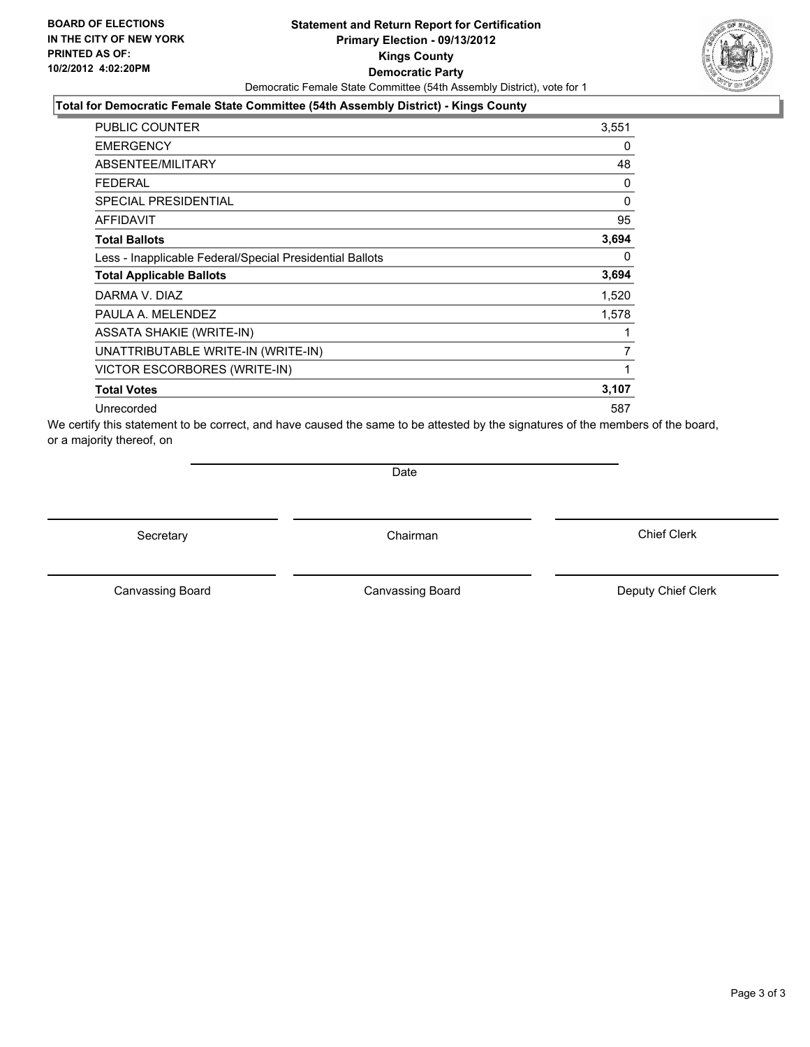**BOARD OF ELECTIONS IN THE CITY OF NEW YORK PRINTED AS OF: 10/2/2012 4:02:20PM**

**Statement and Return Report for Certification**
**Primary Election - 09/13/2012**
**Kings County**
**Democratic Party**
Democratic Female State Committee (54th Assembly District), vote for 1

**Total for Democratic Female State Committee (54th Assembly District) - Kings County**

| | |
|---|---|
| PUBLIC COUNTER | 3,551 |
| EMERGENCY | 0 |
| ABSENTEE/MILITARY | 48 |
| FEDERAL | 0 |
| SPECIAL PRESIDENTIAL | 0 |
| AFFIDAVIT | 95 |
| **Total Ballots** | **3,694** |
| Less - Inapplicable Federal/Special Presidential Ballots | 0 |
| **Total Applicable Ballots** | **3,694** |
| DARMA V. DIAZ | 1,520 |
| PAULA A. MELENDEZ | 1,578 |
| ASSATA SHAKIE (WRITE-IN) | 1 |
| UNATTRIBUTABLE WRITE-IN (WRITE-IN) | 7 |
| VICTOR ESCORBORES (WRITE-IN) | 1 |
| **Total Votes** | **3,107** |
| Unrecorded | 587 |

We certify this statement to be correct, and have caused the same to be attested by the signatures of the members of the board, or a majority thereof, on

Date

Secretary | Chairman | Chief Clerk

Canvassing Board | Canvassing Board | Deputy Chief Clerk